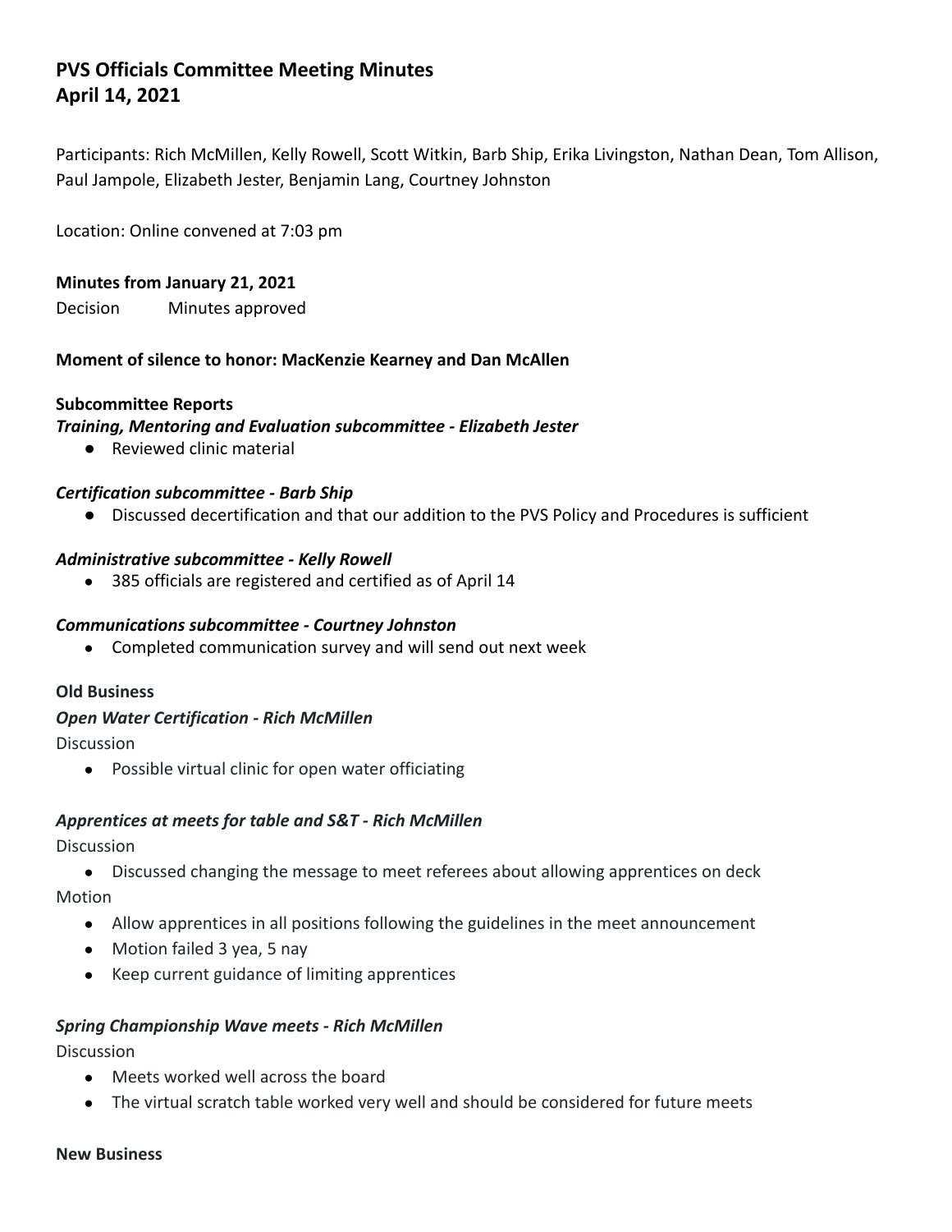# PVS Officials Committee Meeting Minutes
# April 14, 2021

Participants: Rich McMillen, Kelly Rowell, Scott Witkin, Barb Ship, Erika Livingston, Nathan Dean, Tom Allison, Paul Jampole, Elizabeth Jester, Benjamin Lang, Courtney Johnston

Location: Online convened at 7:03 pm

**Minutes from January 21, 2021**

Decision Minutes approved

**Moment of silence to honor: MacKenzie Kearney and Dan McAllen**

**Subcommittee Reports**

***Training, Mentoring and Evaluation subcommittee - Elizabeth Jester***

- Reviewed clinic material

***Certification subcommittee - Barb Ship***

- Discussed decertification and that our addition to the PVS Policy and Procedures is sufficient

***Administrative subcommittee - Kelly Rowell***

- 385 officials are registered and certified as of April 14

***Communications subcommittee - Courtney Johnston***

- Completed communication survey and will send out next week

**Old Business**

***Open Water Certification - Rich McMillen***

Discussion

- Possible virtual clinic for open water officiating

***Apprentices at meets for table and S&T - Rich McMillen***

Discussion

- Discussed changing the message to meet referees about allowing apprentices on deck

Motion

- Allow apprentices in all positions following the guidelines in the meet announcement
- Motion failed 3 yea, 5 nay
- Keep current guidance of limiting apprentices

***Spring Championship Wave meets - Rich McMillen***

Discussion

- Meets worked well across the board
- The virtual scratch table worked very well and should be considered for future meets

**New Business**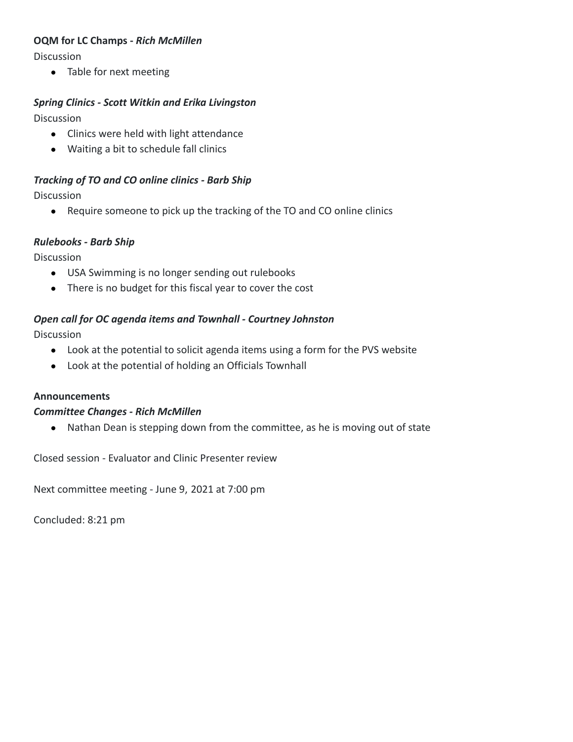**OQM for LC Champs -** ***Rich McMillen***

Discussion

- Table for next meeting

***Spring Clinics - Scott Witkin and Erika Livingston***

Discussion

- Clinics were held with light attendance
- Waiting a bit to schedule fall clinics

***Tracking of TO and CO online clinics - Barb Ship***

Discussion

- Require someone to pick up the tracking of the TO and CO online clinics

***Rulebooks - Barb Ship***

Discussion

- USA Swimming is no longer sending out rulebooks
- There is no budget for this fiscal year to cover the cost

***Open call for OC agenda items and Townhall - Courtney Johnston***

Discussion

- Look at the potential to solicit agenda items using a form for the PVS website
- Look at the potential of holding an Officials Townhall

**Announcements**

***Committee Changes - Rich McMillen***

- Nathan Dean is stepping down from the committee, as he is moving out of state

Closed session - Evaluator and Clinic Presenter review

Next committee meeting - June 9, 2021 at 7:00 pm

Concluded: 8:21 pm